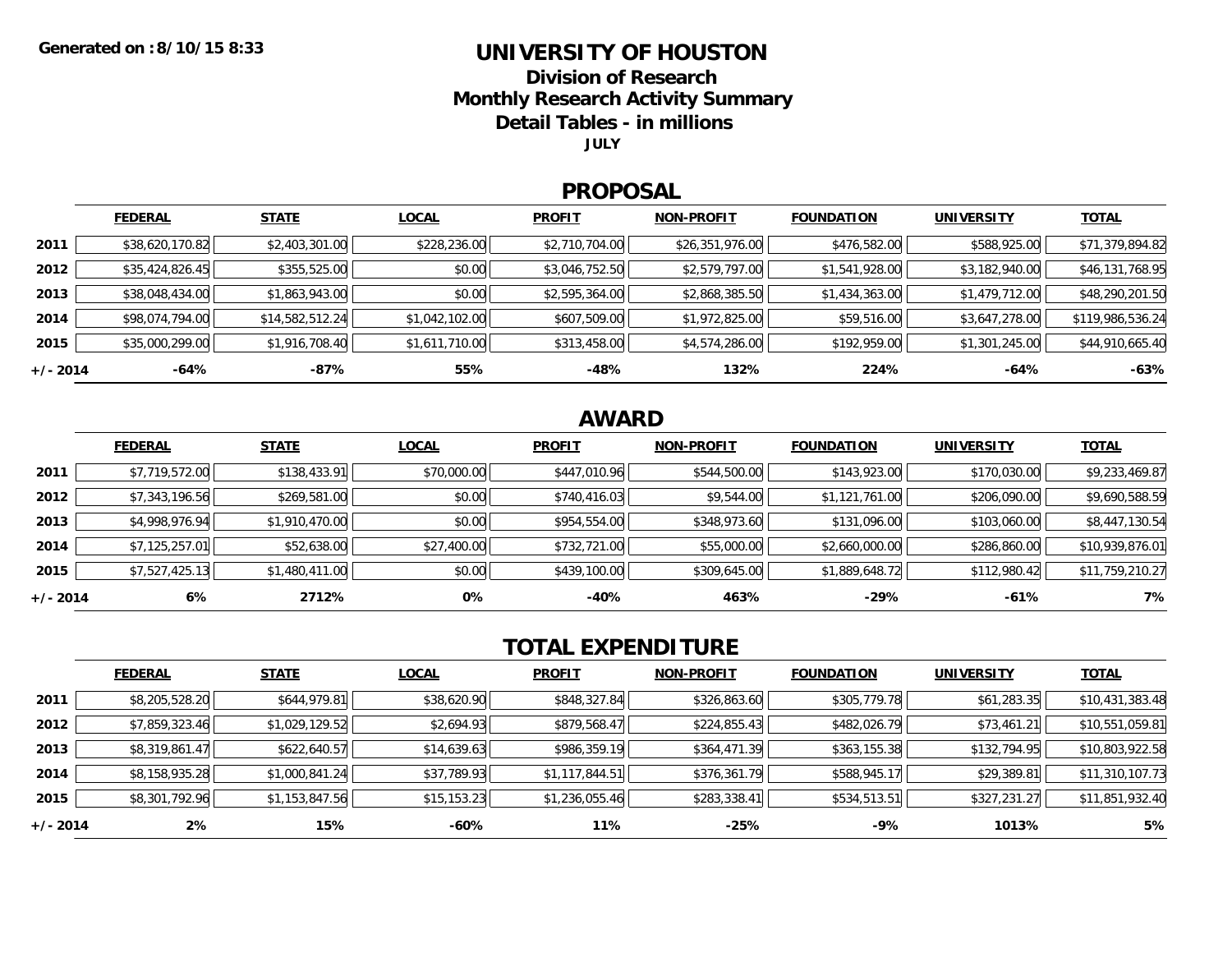Generated on : 8/10/15 8:33

# UNIVERSITY OF HOUSTON

## Division of Research
## Monthly Research Activity Summary
## Detail Tables - in millions

**JULY**

## PROPOSAL

| | FEDERAL | STATE | LOCAL | PROFIT | NON-PROFIT | FOUNDATION | UNIVERSITY | TOTAL |
|---|---|---|---|---|---|---|---|---|
| 2011 | $38,620,170.82 | $2,403,301.00 | $228,236.00 | $2,710,704.00 | $26,351,976.00 | $476,582.00 | $588,925.00 | $71,379,894.82 |
| 2012 | $35,424,826.45 | $355,525.00 | $0.00 | $3,046,752.50 | $2,579,797.00 | $1,541,928.00 | $3,182,940.00 | $46,131,768.95 |
| 2013 | $38,048,434.00 | $1,863,943.00 | $0.00 | $2,595,364.00 | $2,868,385.50 | $1,434,363.00 | $1,479,712.00 | $48,290,201.50 |
| 2014 | $98,074,794.00 | $14,582,512.24 | $1,042,102.00 | $607,509.00 | $1,972,825.00 | $59,516.00 | $3,647,278.00 | $119,986,536.24 |
| 2015 | $35,000,299.00 | $1,916,708.40 | $1,611,710.00 | $313,458.00 | $4,574,286.00 | $192,959.00 | $1,301,245.00 | $44,910,665.40 |
| +/- 2014 | -64% | -87% | 55% | -48% | 132% | 224% | -64% | -63% |

## AWARD

| | FEDERAL | STATE | LOCAL | PROFIT | NON-PROFIT | FOUNDATION | UNIVERSITY | TOTAL |
|---|---|---|---|---|---|---|---|---|
| 2011 | $7,719,572.00 | $138,433.91 | $70,000.00 | $447,010.96 | $544,500.00 | $143,923.00 | $170,030.00 | $9,233,469.87 |
| 2012 | $7,343,196.56 | $269,581.00 | $0.00 | $740,416.03 | $9,544.00 | $1,121,761.00 | $206,090.00 | $9,690,588.59 |
| 2013 | $4,998,976.94 | $1,910,470.00 | $0.00 | $954,554.00 | $348,973.60 | $131,096.00 | $103,060.00 | $8,447,130.54 |
| 2014 | $7,125,257.01 | $52,638.00 | $27,400.00 | $732,721.00 | $55,000.00 | $2,660,000.00 | $286,860.00 | $10,939,876.01 |
| 2015 | $7,527,425.13 | $1,480,411.00 | $0.00 | $439,100.00 | $309,645.00 | $1,889,648.72 | $112,980.42 | $11,759,210.27 |
| +/- 2014 | 6% | 2712% | 0% | -40% | 463% | -29% | -61% | 7% |

## TOTAL EXPENDITURE

| | FEDERAL | STATE | LOCAL | PROFIT | NON-PROFIT | FOUNDATION | UNIVERSITY | TOTAL |
|---|---|---|---|---|---|---|---|---|
| 2011 | $8,205,528.20 | $644,979.81 | $38,620.90 | $848,327.84 | $326,863.60 | $305,779.78 | $61,283.35 | $10,431,383.48 |
| 2012 | $7,859,323.46 | $1,029,129.52 | $2,694.93 | $879,568.47 | $224,855.43 | $482,026.79 | $73,461.21 | $10,551,059.81 |
| 2013 | $8,319,861.47 | $622,640.57 | $14,639.63 | $986,359.19 | $364,471.39 | $363,155.38 | $132,794.95 | $10,803,922.58 |
| 2014 | $8,158,935.28 | $1,000,841.24 | $37,789.93 | $1,117,844.51 | $376,361.79 | $588,945.17 | $29,389.81 | $11,310,107.73 |
| 2015 | $8,301,792.96 | $1,153,847.56 | $15,153.23 | $1,236,055.46 | $283,338.41 | $534,513.51 | $327,231.27 | $11,851,932.40 |
| +/- 2014 | 2% | 15% | -60% | 11% | -25% | -9% | 1013% | 5% |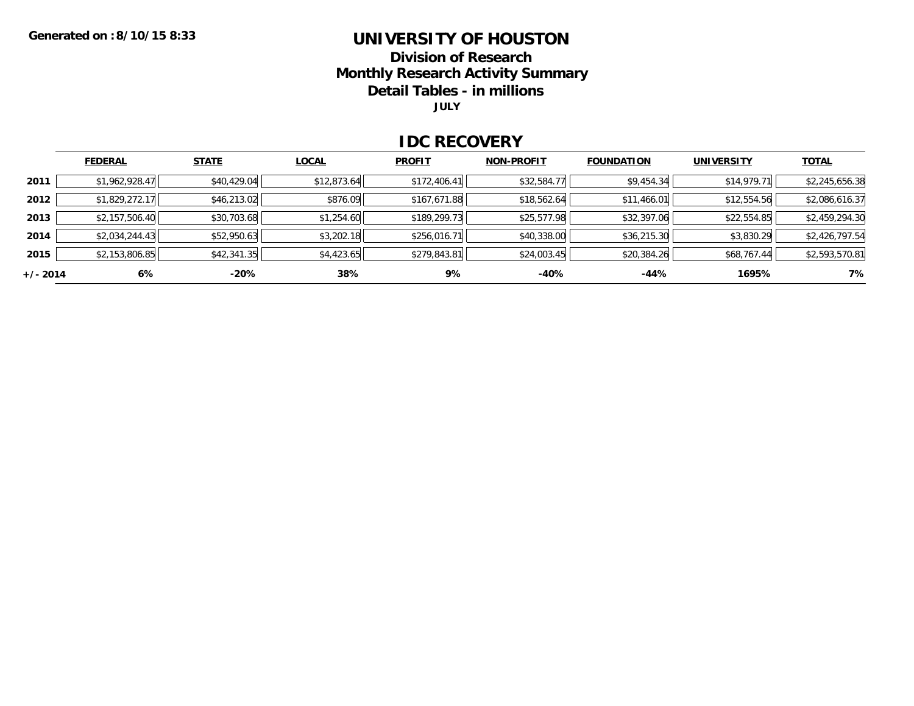Generated on :8/10/15 8:33

# UNIVERSITY OF HOUSTON

## Division of Research

## Monthly Research Activity Summary

## Detail Tables - in millions

**JULY**

## IDC RECOVERY

| | FEDERAL | STATE | LOCAL | PROFIT | NON-PROFIT | FOUNDATION | UNIVERSITY | TOTAL |
|---|---|---|---|---|---|---|---|---|
| **2011** | $1,962,928.47 | $40,429.04 | $12,873.64 | $172,406.41 | $32,584.77 | $9,454.34 | $14,979.71 | $2,245,656.38 |
| **2012** | $1,829,272.17 | $46,213.02 | $876.09 | $167,671.88 | $18,562.64 | $11,466.01 | $12,554.56 | $2,086,616.37 |
| **2013** | $2,157,506.40 | $30,703.68 | $1,254.60 | $189,299.73 | $25,577.98 | $32,397.06 | $22,554.85 | $2,459,294.30 |
| **2014** | $2,034,244.43 | $52,950.63 | $3,202.18 | $256,016.71 | $40,338.00 | $36,215.30 | $3,830.29 | $2,426,797.54 |
| **2015** | $2,153,806.85 | $42,341.35 | $4,423.65 | $279,843.81 | $24,003.45 | $20,384.26 | $68,767.44 | $2,593,570.81 |
| **+/- 2014** | **6%** | **-20%** | **38%** | **9%** | **-40%** | **-44%** | **1695%** | **7%** |